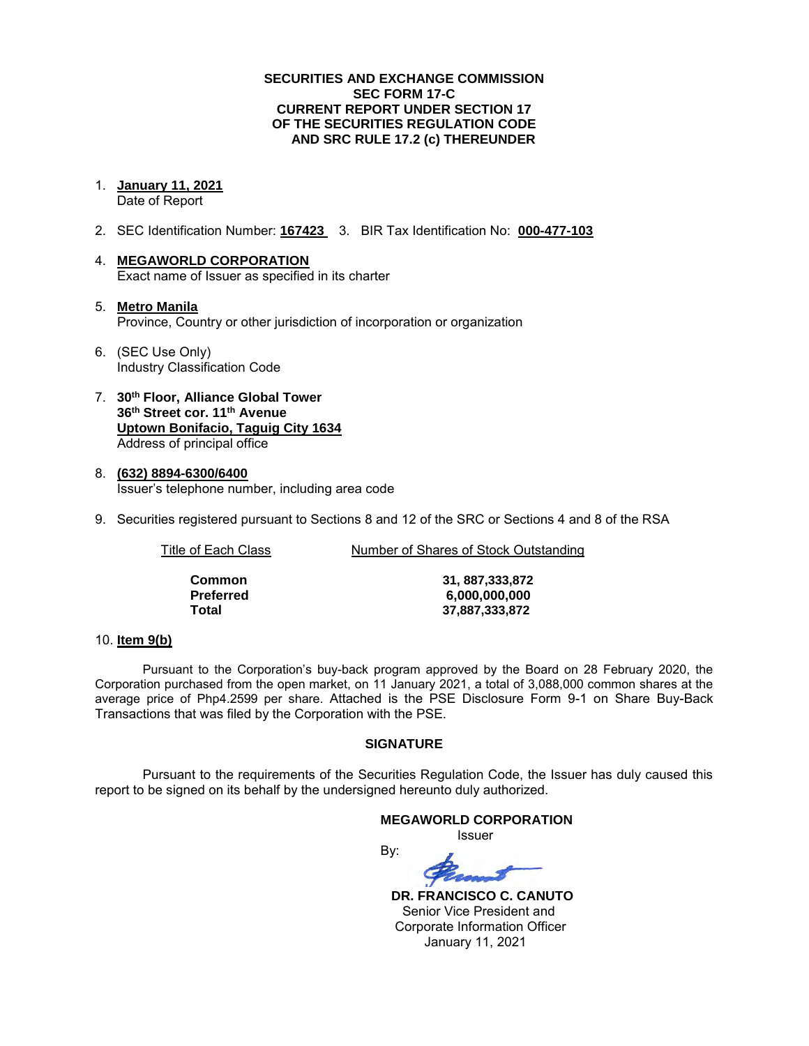**SECURITIES AND EXCHANGE COMMISSION**
**SEC FORM 17-C**
**CURRENT REPORT UNDER SECTION 17**
**OF THE SECURITIES REGULATION CODE**
**AND SRC RULE 17.2 (c) THEREUNDER**

1. **January 11, 2021**
   Date of Report

2. SEC Identification Number: **167423** 3. BIR Tax Identification No: **000-477-103**

4. **MEGAWORLD CORPORATION**
   Exact name of Issuer as specified in its charter

5. **Metro Manila**
   Province, Country or other jurisdiction of incorporation or organization

6. (SEC Use Only)
   Industry Classification Code

7. **30th Floor, Alliance Global Tower**
   **36th Street cor. 11th Avenue**
   **Uptown Bonifacio, Taguig City 1634**
   Address of principal office

8. **(632) 8894-6300/6400**
   Issuer's telephone number, including area code

9. Securities registered pursuant to Sections 8 and 12 of the SRC or Sections 4 and 8 of the RSA

| Title of Each Class | Number of Shares of Stock Outstanding |
|---|---|
| **Common** | **31, 887,333,872** |
| **Preferred** | **6,000,000,000** |
| **Total** | **37,887,333,872** |

10. **Item 9(b)**

Pursuant to the Corporation's buy-back program approved by the Board on 28 February 2020, the Corporation purchased from the open market, on 11 January 2021, a total of 3,088,000 common shares at the average price of Php4.2599 per share. Attached is the PSE Disclosure Form 9-1 on Share Buy-Back Transactions that was filed by the Corporation with the PSE.

**SIGNATURE**

Pursuant to the requirements of the Securities Regulation Code, the Issuer has duly caused this report to be signed on its behalf by the undersigned hereunto duly authorized.

**MEGAWORLD CORPORATION**
Issuer

By:

**DR. FRANCISCO C. CANUTO**
Senior Vice President and
Corporate Information Officer
January 11, 2021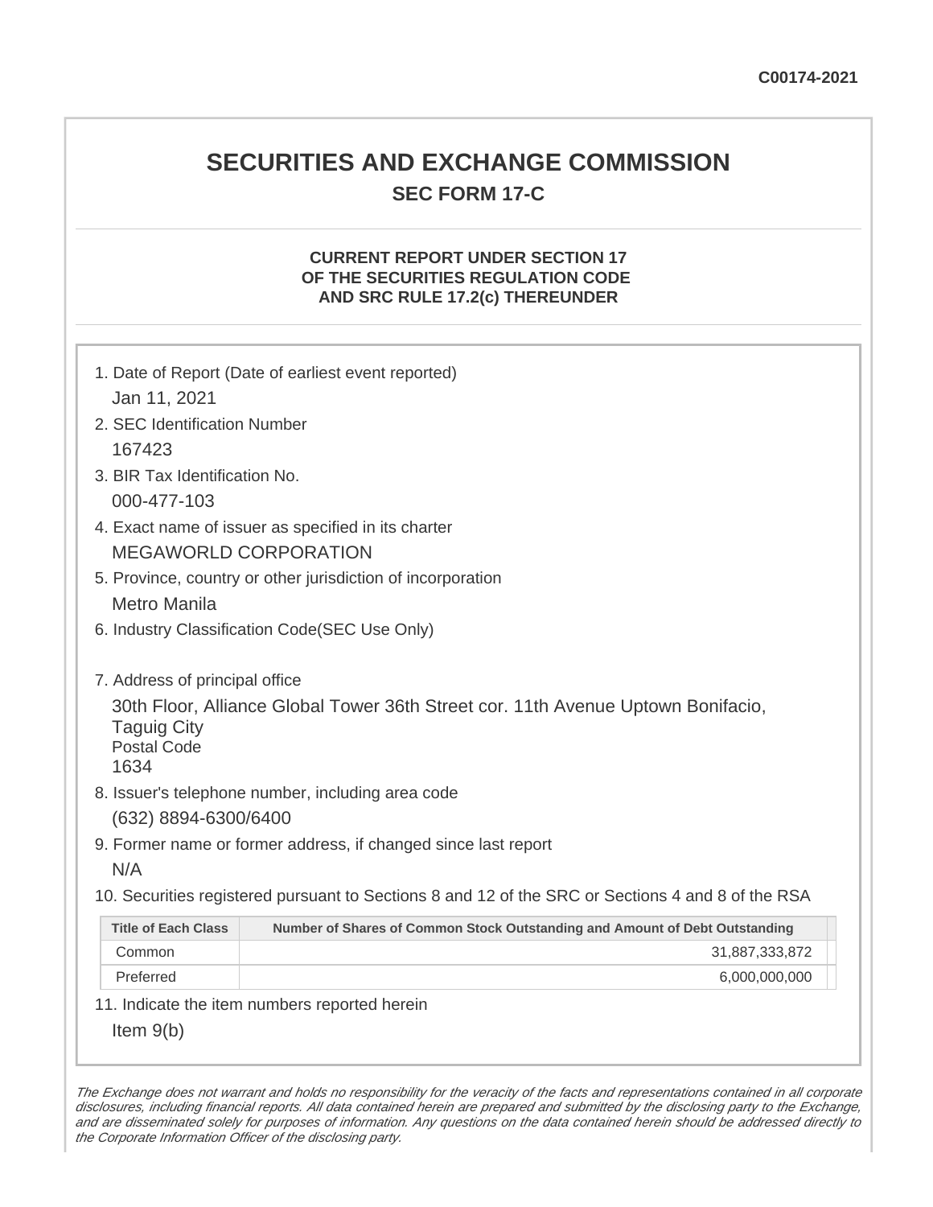C00174-2021

# SECURITIES AND EXCHANGE COMMISSION

## SEC FORM 17-C

### CURRENT REPORT UNDER SECTION 17 OF THE SECURITIES REGULATION CODE AND SRC RULE 17.2(c) THEREUNDER

1. Date of Report (Date of earliest event reported)
   Jan 11, 2021
2. SEC Identification Number
   167423
3. BIR Tax Identification No.
   000-477-103
4. Exact name of issuer as specified in its charter
   MEGAWORLD CORPORATION
5. Province, country or other jurisdiction of incorporation
   Metro Manila
6. Industry Classification Code(SEC Use Only)

7. Address of principal office
   30th Floor, Alliance Global Tower 36th Street cor. 11th Avenue Uptown Bonifacio, Taguig City
   Postal Code
   1634
8. Issuer's telephone number, including area code
   (632) 8894-6300/6400
9. Former name or former address, if changed since last report
   N/A
10. Securities registered pursuant to Sections 8 and 12 of the SRC or Sections 4 and 8 of the RSA

| Title of Each Class | Number of Shares of Common Stock Outstanding and Amount of Debt Outstanding |
|---|---|
| Common | 31,887,333,872 |
| Preferred | 6,000,000,000 |

11. Indicate the item numbers reported herein
    Item 9(b)

*The Exchange does not warrant and holds no responsibility for the veracity of the facts and representations contained in all corporate disclosures, including financial reports. All data contained herein are prepared and submitted by the disclosing party to the Exchange, and are disseminated solely for purposes of information. Any questions on the data contained herein should be addressed directly to the Corporate Information Officer of the disclosing party.*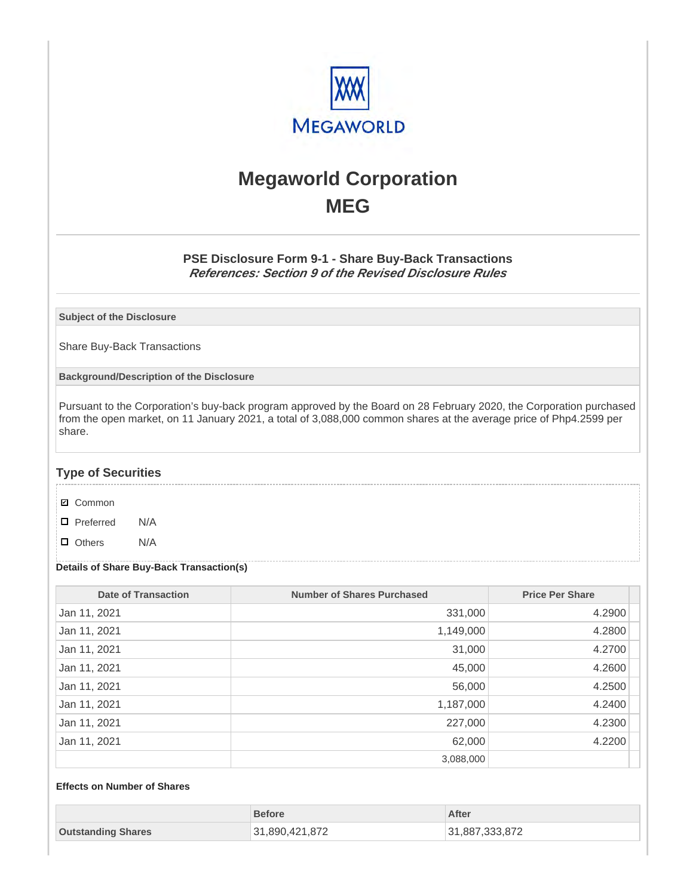# Megaworld Corporation

# MEG

### PSE Disclosure Form 9-1 - Share Buy-Back Transactions

***References: Section 9 of the Revised Disclosure Rules***

| Subject of the Disclosure |
|---|
| Share Buy-Back Transactions |

| Background/Description of the Disclosure |
|---|
| Pursuant to the Corporation's buy-back program approved by the Board on 28 February 2020, the Corporation purchased from the open market, on 11 January 2021, a total of 3,088,000 common shares at the average price of Php4.2599 per share. |

## Type of Securities

- ☑ Common
- ☐ Preferred N/A
- ☐ Others N/A

**Details of Share Buy-Back Transaction(s)**

| Date of Transaction | Number of Shares Purchased | Price Per Share |
|---|---|---|
| Jan 11, 2021 | 331,000 | 4.2900 |
| Jan 11, 2021 | 1,149,000 | 4.2800 |
| Jan 11, 2021 | 31,000 | 4.2700 |
| Jan 11, 2021 | 45,000 | 4.2600 |
| Jan 11, 2021 | 56,000 | 4.2500 |
| Jan 11, 2021 | 1,187,000 | 4.2400 |
| Jan 11, 2021 | 227,000 | 4.2300 |
| Jan 11, 2021 | 62,000 | 4.2200 |
| | 3,088,000 | |

**Effects on Number of Shares**

| | Before | After |
|---|---|---|
| **Outstanding Shares** | 31,890,421,872 | 31,887,333,872 |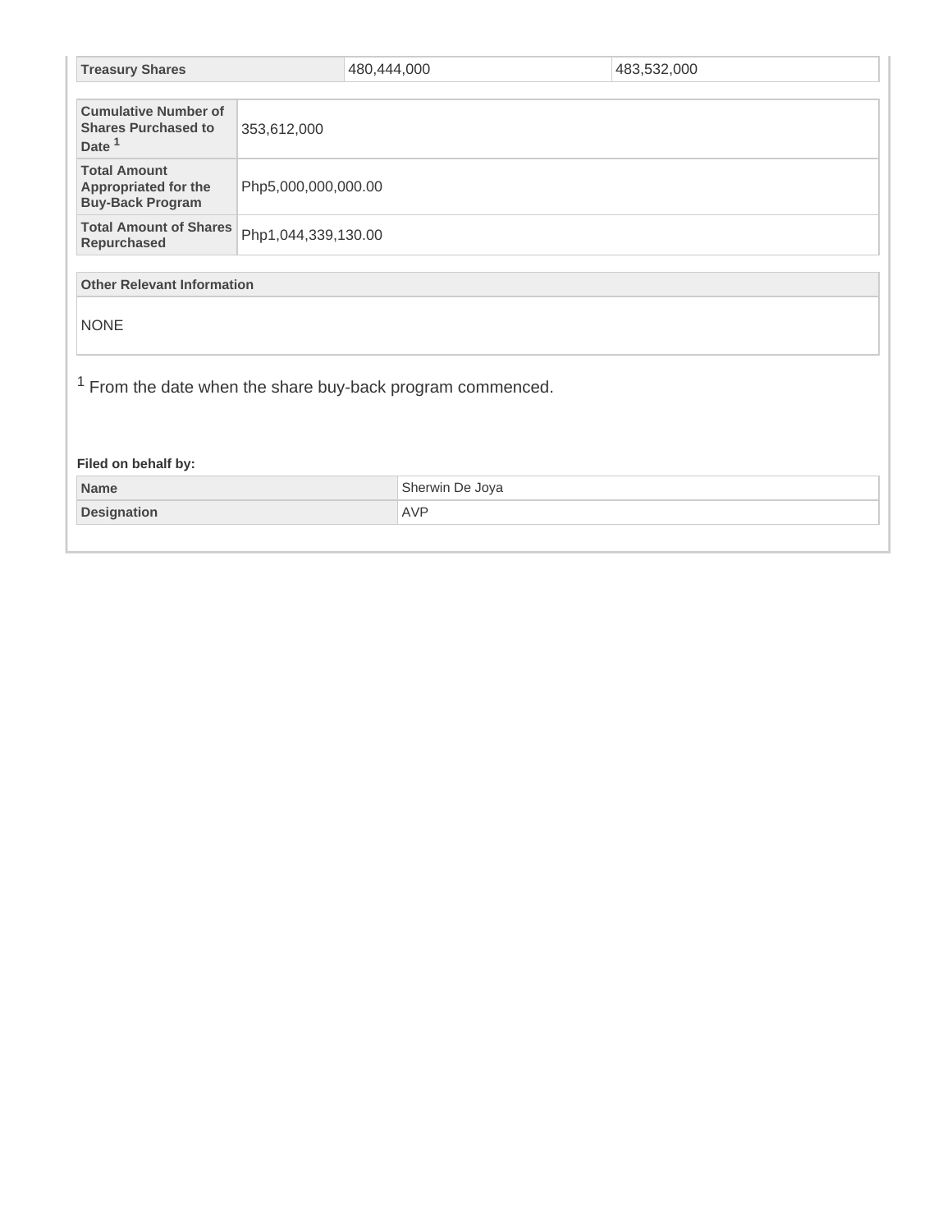| | | |
|---|---|---|
| **Treasury Shares** | 480,444,000 | 483,532,000 |

| | |
|---|---|
| **Cumulative Number of Shares Purchased to Date** [1] | 353,612,000 |
| **Total Amount Appropriated for the Buy-Back Program** | Php5,000,000,000.00 |
| **Total Amount of Shares Repurchased** | Php1,044,339,130.00 |

| **Other Relevant Information** |
|---|
| NONE |

[1] From the date when the share buy-back program commenced.

**Filed on behalf by:**

| | |
|---|---|
| **Name** | Sherwin De Joya |
| **Designation** | AVP |